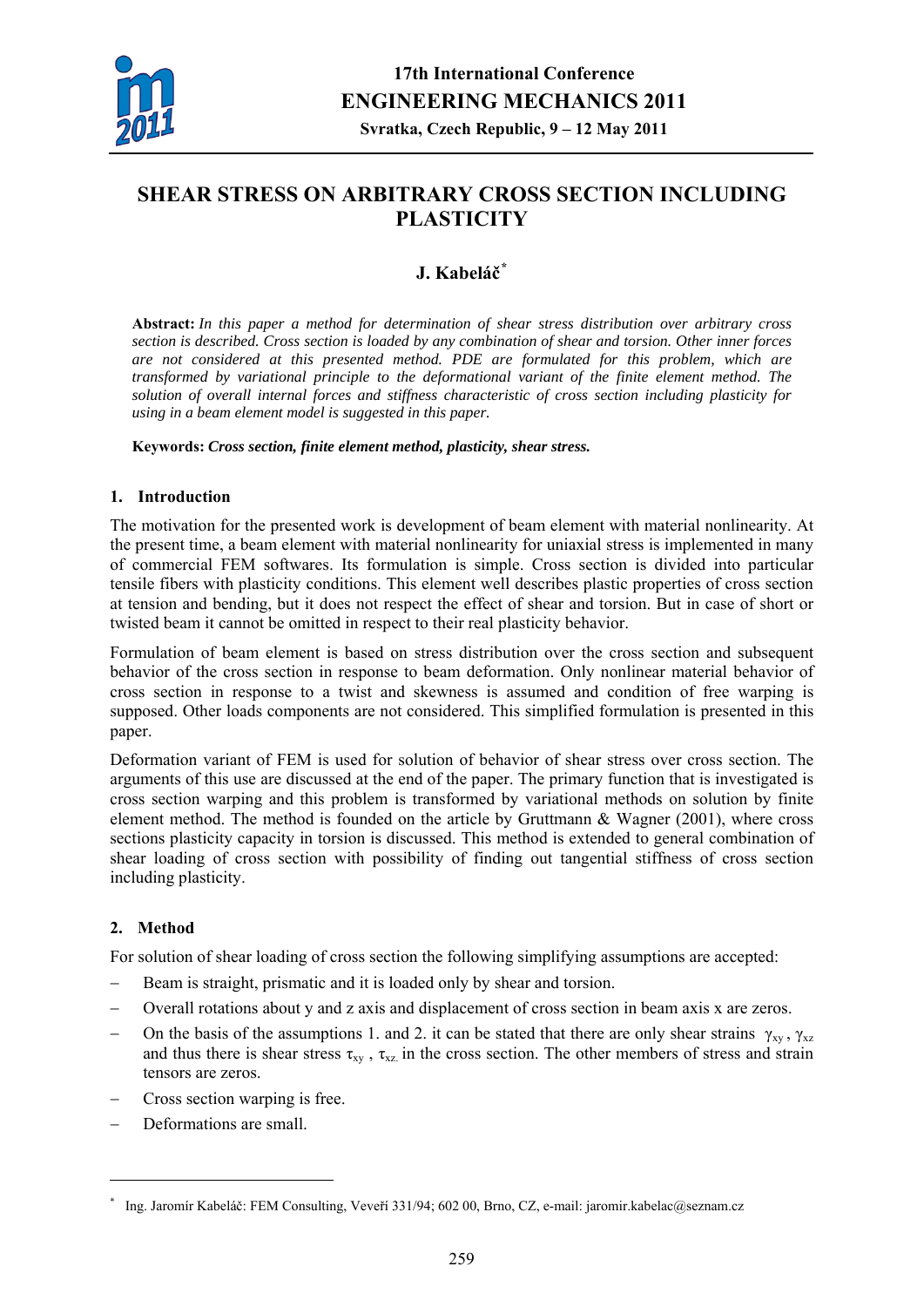# SHEAR STRESS ON ARBITRARY CROSS SECTION INCLUDING PLASTICITY

**J. Kabeláč**[*]

**Abstract:** *In this paper a method for determination of shear stress distribution over arbitrary cross section is described. Cross section is loaded by any combination of shear and torsion. Other inner forces are not considered at this presented method. PDE are formulated for this problem, which are transformed by variational principle to the deformational variant of the finite element method. The solution of overall internal forces and stiffness characteristic of cross section including plasticity for using in a beam element model is suggested in this paper.*

**Keywords:** ***Cross section, finite element method, plasticity, shear stress.***

## 1. Introduction

The motivation for the presented work is development of beam element with material nonlinearity. At the present time, a beam element with material nonlinearity for uniaxial stress is implemented in many of commercial FEM softwares. Its formulation is simple. Cross section is divided into particular tensile fibers with plasticity conditions. This element well describes plastic properties of cross section at tension and bending, but it does not respect the effect of shear and torsion. But in case of short or twisted beam it cannot be omitted in respect to their real plasticity behavior.

Formulation of beam element is based on stress distribution over the cross section and subsequent behavior of the cross section in response to beam deformation. Only nonlinear material behavior of cross section in response to a twist and skewness is assumed and condition of free warping is supposed. Other loads components are not considered. This simplified formulation is presented in this paper.

Deformation variant of FEM is used for solution of behavior of shear stress over cross section. The arguments of this use are discussed at the end of the paper. The primary function that is investigated is cross section warping and this problem is transformed by variational methods on solution by finite element method. The method is founded on the article by Gruttmann & Wagner (2001), where cross sections plasticity capacity in torsion is discussed. This method is extended to general combination of shear loading of cross section with possibility of finding out tangential stiffness of cross section including plasticity.

## 2. Method

For solution of shear loading of cross section the following simplifying assumptions are accepted:

- Beam is straight, prismatic and it is loaded only by shear and torsion.
- Overall rotations about y and z axis and displacement of cross section in beam axis x are zeros.
- On the basis of the assumptions 1. and 2. it can be stated that there are only shear strains $\gamma_{xy}$, $\gamma_{xz}$ and thus there is shear stress $\tau_{xy}$, $\tau_{xz.}$ in the cross section. The other members of stress and strain tensors are zeros.
- Cross section warping is free.
- Deformations are small.

[*] Ing. Jaromír Kabeláč: FEM Consulting, Veveří 331/94; 602 00, Brno, CZ, e-mail: jaromir.kabelac@seznam.cz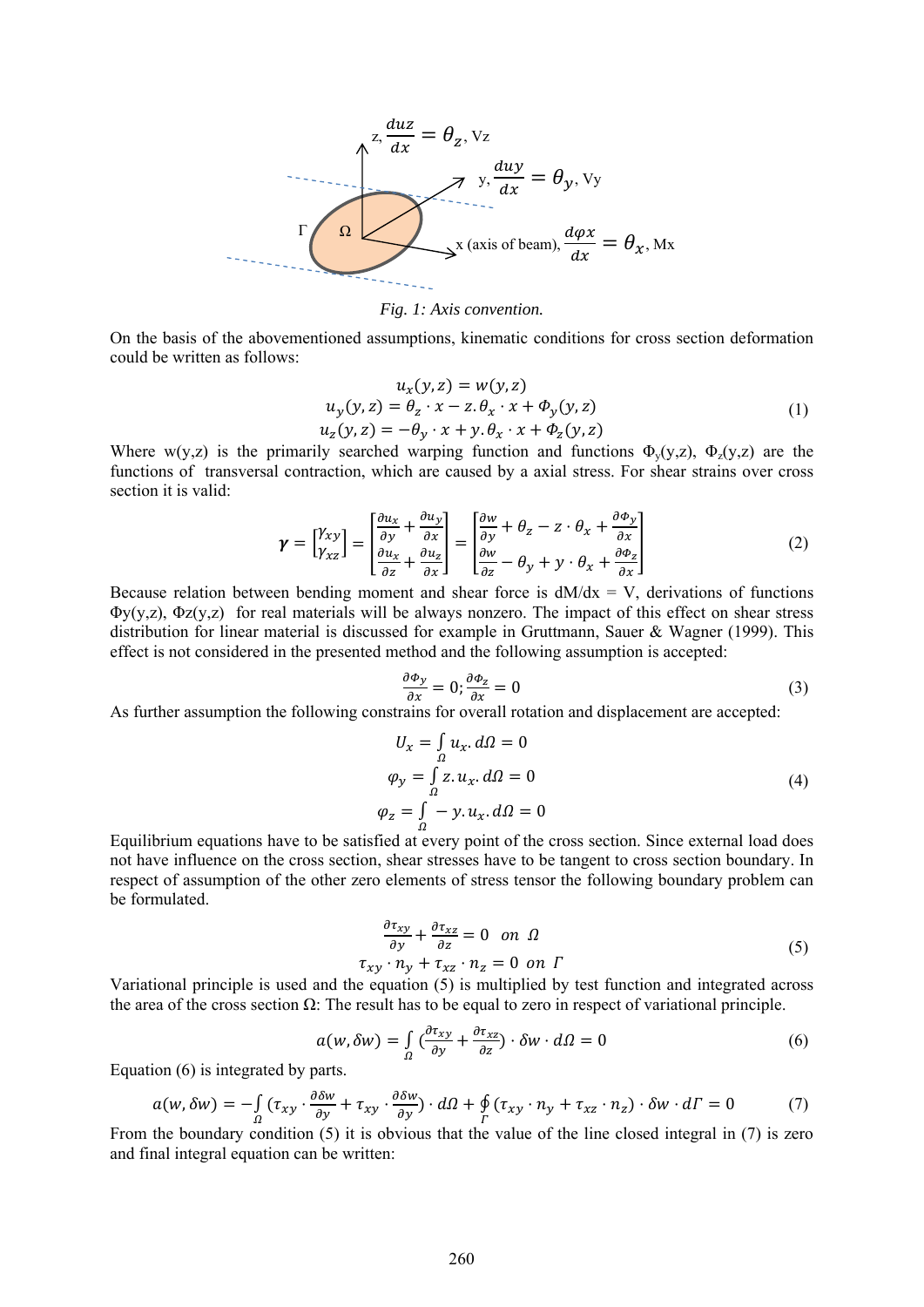Fig. 1: Axis convention.

On the basis of the abovementioned assumptions, kinematic conditions for cross section deformation could be written as follows:

$$
\begin{aligned}
u_x(y,z) &= w(y,z) \\
u_y(y,z) &= \theta_z \cdot x - z.\theta_x \cdot x + \Phi_y(y,z) \\
u_z(y,z) &= -\theta_y \cdot x + y.\theta_x \cdot x + \Phi_z(y,z)
\end{aligned}
\tag{1}
$$

Where w(y,z) is the primarily searched warping function and functions $\Phi_y(y,z)$, $\Phi_z(y,z)$ are the functions of transversal contraction, which are caused by a axial stress. For shear strains over cross section it is valid:

$$
\boldsymbol{\gamma} = \begin{bmatrix} \gamma_{xy} \\ \gamma_{xz} \end{bmatrix} = \begin{bmatrix} \frac{\partial u_x}{\partial y} + \frac{\partial u_y}{\partial x} \\ \frac{\partial u_x}{\partial z} + \frac{\partial u_z}{\partial x} \end{bmatrix} = \begin{bmatrix} \frac{\partial w}{\partial y} + \theta_z - z \cdot \theta_x + \frac{\partial \Phi_y}{\partial x} \\ \frac{\partial w}{\partial z} - \theta_y + y \cdot \theta_x + \frac{\partial \Phi_z}{\partial x} \end{bmatrix}
\tag{2}
$$

Because relation between bending moment and shear force is dM/dx = V, derivations of functions $\Phi y(y,z)$, $\Phi z(y,z)$ for real materials will be always nonzero. The impact of this effect on shear stress distribution for linear material is discussed for example in Gruttmann, Sauer & Wagner (1999). This effect is not considered in the presented method and the following assumption is accepted:

$$
\frac{\partial \Phi_y}{\partial x} = 0; \frac{\partial \Phi_z}{\partial x} = 0
\tag{3}
$$

As further assumption the following constrains for overall rotation and displacement are accepted:

$$
\begin{aligned}
U_x &= \int_\Omega u_x . d\Omega = 0 \\
\varphi_y &= \int_\Omega z . u_x . d\Omega = 0 \\
\varphi_z &= \int_\Omega -y . u_x . d\Omega = 0
\end{aligned}
\tag{4}
$$

Equilibrium equations have to be satisfied at every point of the cross section. Since external load does not have influence on the cross section, shear stresses have to be tangent to cross section boundary. In respect of assumption of the other zero elements of stress tensor the following boundary problem can be formulated.

$$
\begin{aligned}
\frac{\partial \tau_{xy}}{\partial y} + \frac{\partial \tau_{xz}}{\partial z} &= 0 \quad on \ \Omega \\
\tau_{xy} \cdot n_y + \tau_{xz} \cdot n_z &= 0 \ \ on \ \Gamma
\end{aligned}
\tag{5}
$$

Variational principle is used and the equation (5) is multiplied by test function and integrated across the area of the cross section Ω: The result has to be equal to zero in respect of variational principle.

$$
a(w, \delta w) = \int_\Omega \left(\frac{\partial \tau_{xy}}{\partial y} + \frac{\partial \tau_{xz}}{\partial z}\right) \cdot \delta w \cdot d\Omega = 0
\tag{6}
$$

Equation (6) is integrated by parts.

$$
a(w, \delta w) = -\int_\Omega \left(\tau_{xy} \cdot \frac{\partial \delta w}{\partial y} + \tau_{xy} \cdot \frac{\partial \delta w}{\partial y}\right) \cdot d\Omega + \oint_\Gamma (\tau_{xy} \cdot n_y + \tau_{xz} \cdot n_z) \cdot \delta w \cdot d\Gamma = 0
\tag{7}
$$

From the boundary condition (5) it is obvious that the value of the line closed integral in (7) is zero and final integral equation can be written: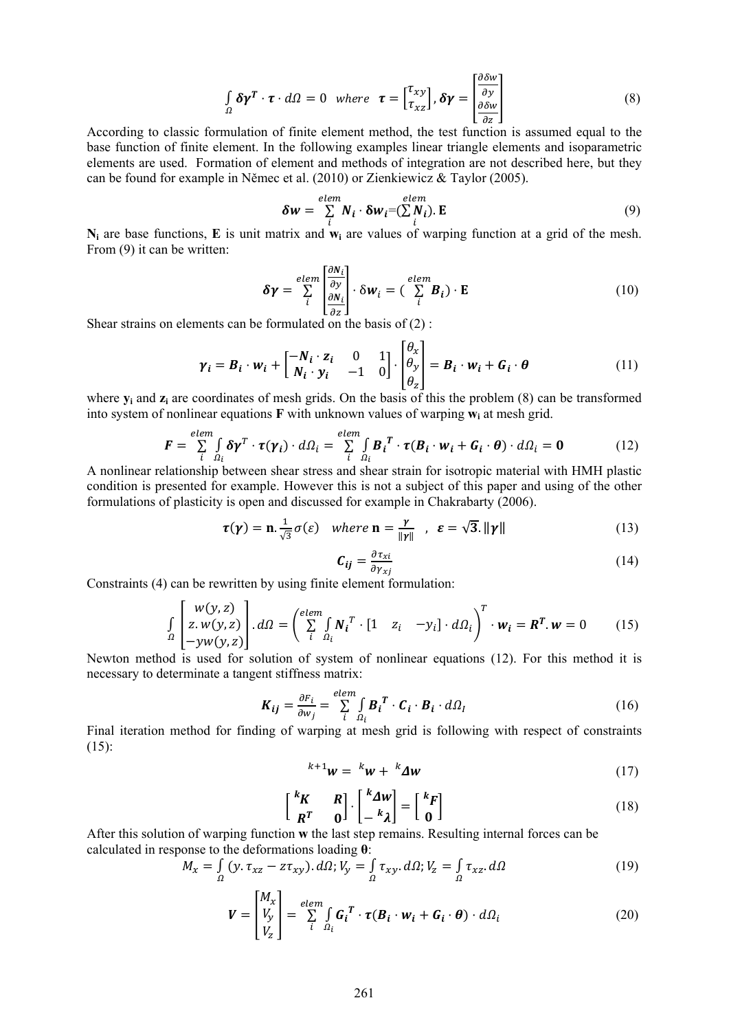$$\int_{\Omega} \boldsymbol{\delta\gamma^T} \cdot \boldsymbol{\tau} \cdot d\Omega = 0 \quad where \quad \boldsymbol{\tau} = \begin{bmatrix} \tau_{xy} \\ \tau_{xz} \end{bmatrix}, \boldsymbol{\delta\gamma} = \begin{bmatrix} \frac{\partial \delta w}{\partial y} \\ \frac{\partial \delta w}{\partial z} \end{bmatrix} \tag{8}$$

According to classic formulation of finite element method, the test function is assumed equal to the base function of finite element. In the following examples linear triangle elements and isoparametric elements are used. Formation of element and methods of integration are not described here, but they can be found for example in Němec et al. (2010) or Zienkiewicz & Taylor (2005).

$$\boldsymbol{\delta w} = \sum_{i}^{elem} \boldsymbol{N_i} \cdot \boldsymbol{\delta w_i} = (\sum_{i}^{elem} \boldsymbol{N_i}).\,\mathbf{E} \tag{9}$$

$\mathbf{N_i}$ are base functions, $\mathbf{E}$ is unit matrix and $\mathbf{w_i}$ are values of warping function at a grid of the mesh. From (9) it can be written:

$$\boldsymbol{\delta\gamma} = \sum_{i}^{elem} \begin{bmatrix} \frac{\partial \boldsymbol{N_i}}{\partial y} \\ \frac{\partial \boldsymbol{N_i}}{\partial z} \end{bmatrix} \cdot \delta \boldsymbol{w_i} = (\sum_{i}^{elem} \boldsymbol{B_i}) \cdot \mathbf{E} \tag{10}$$

Shear strains on elements can be formulated on the basis of (2) :

$$\boldsymbol{\gamma_i} = \boldsymbol{B_i} \cdot \boldsymbol{w_i} + \begin{bmatrix} -\boldsymbol{N_i} \cdot \boldsymbol{z_i} & 0 & 1 \\ \boldsymbol{N_i} \cdot \boldsymbol{y_i} & -1 & 0 \end{bmatrix} \cdot \begin{bmatrix} \theta_x \\ \theta_y \\ \theta_z \end{bmatrix} = \boldsymbol{B_i} \cdot \boldsymbol{w_i} + \boldsymbol{G_i} \cdot \boldsymbol{\theta} \tag{11}$$

where $\mathbf{y_i}$ and $\mathbf{z_i}$ are coordinates of mesh grids. On the basis of this the problem (8) can be transformed into system of nonlinear equations $\mathbf{F}$ with unknown values of warping $\mathbf{w_i}$ at mesh grid.

$$\boldsymbol{F} = \sum_{i}^{elem} \int_{\Omega_i} \boldsymbol{\delta\gamma^T} \cdot \boldsymbol{\tau}(\boldsymbol{\gamma_i}) \cdot d\Omega_i = \sum_{i}^{elem} \int_{\Omega_i} \boldsymbol{B_i}^{\boldsymbol{T}} \cdot \boldsymbol{\tau}(\boldsymbol{B_i} \cdot \boldsymbol{w_i} + \boldsymbol{G_i} \cdot \boldsymbol{\theta}) \cdot d\Omega_i = \mathbf{0} \tag{12}$$

A nonlinear relationship between shear stress and shear strain for isotropic material with HMH plastic condition is presented for example. However this is not a subject of this paper and using of the other formulations of plasticity is open and discussed for example in Chakrabarty (2006).

$$\boldsymbol{\tau}(\boldsymbol{\gamma}) = \mathbf{n}.\tfrac{1}{\sqrt{3}}\sigma(\varepsilon) \quad where\ \mathbf{n} = \tfrac{\boldsymbol{\gamma}}{\|\boldsymbol{\gamma}\|} \quad , \quad \boldsymbol{\varepsilon} = \sqrt{\mathbf{3}}.\|\boldsymbol{\gamma}\| \tag{13}$$

$$\boldsymbol{C_{ij}} = \frac{\partial \tau_{xi}}{\partial \gamma_{xj}} \tag{14}$$

Constraints (4) can be rewritten by using finite element formulation:

$$\int_{\Omega} \begin{bmatrix} w(y,z) \\ z.w(y,z) \\ -yw(y,z) \end{bmatrix}.d\Omega = \left( \sum_{i}^{elem} \int_{\Omega_i} \boldsymbol{N_i}^T \cdot [1 \quad z_i \quad -y_i] \cdot d\Omega_i \right)^T \cdot \boldsymbol{w_i} = \boldsymbol{R^T}.\boldsymbol{w} = 0 \tag{15}$$

Newton method is used for solution of system of nonlinear equations (12). For this method it is necessary to determinate a tangent stiffness matrix:

$$\boldsymbol{K_{ij}} = \frac{\partial F_i}{\partial w_j} = \sum_{i}^{elem} \int_{\Omega_i} \boldsymbol{B_i}^{\boldsymbol{T}} \cdot \boldsymbol{C_i} \cdot \boldsymbol{B_i} \cdot d\Omega_I \tag{16}$$

Final iteration method for finding of warping at mesh grid is following with respect of constraints (15):

$$^{k+1}\boldsymbol{w} = {}^{k}\boldsymbol{w} + {}^{k}\boldsymbol{\Delta w} \tag{17}$$

$$\begin{bmatrix} {}^{k}\boldsymbol{K} & \boldsymbol{R} \\ \boldsymbol{R^T} & \mathbf{0} \end{bmatrix} \cdot \begin{bmatrix} {}^{k}\boldsymbol{\Delta w} \\ -{}^{k}\boldsymbol{\lambda} \end{bmatrix} = \begin{bmatrix} {}^{k}\boldsymbol{F} \\ \mathbf{0} \end{bmatrix} \tag{18}$$

After this solution of warping function $\mathbf{w}$ the last step remains. Resulting internal forces can be calculated in response to the deformations loading $\boldsymbol{\theta}$:

$$M_x = \int_{\Omega} (y.\tau_{xz} - z\tau_{xy}).d\Omega; V_y = \int_{\Omega} \tau_{xy}.d\Omega; V_z = \int_{\Omega} \tau_{xz}.d\Omega \tag{19}$$

$$\boldsymbol{V} = \begin{bmatrix} M_x \\ V_y \\ V_z \end{bmatrix} = \sum_{i}^{elem} \int_{\Omega_i} \boldsymbol{G_i}^{\boldsymbol{T}} \cdot \boldsymbol{\tau}(\boldsymbol{B_i} \cdot \boldsymbol{w_i} + \boldsymbol{G_i} \cdot \boldsymbol{\theta}) \cdot d\Omega_i \tag{20}$$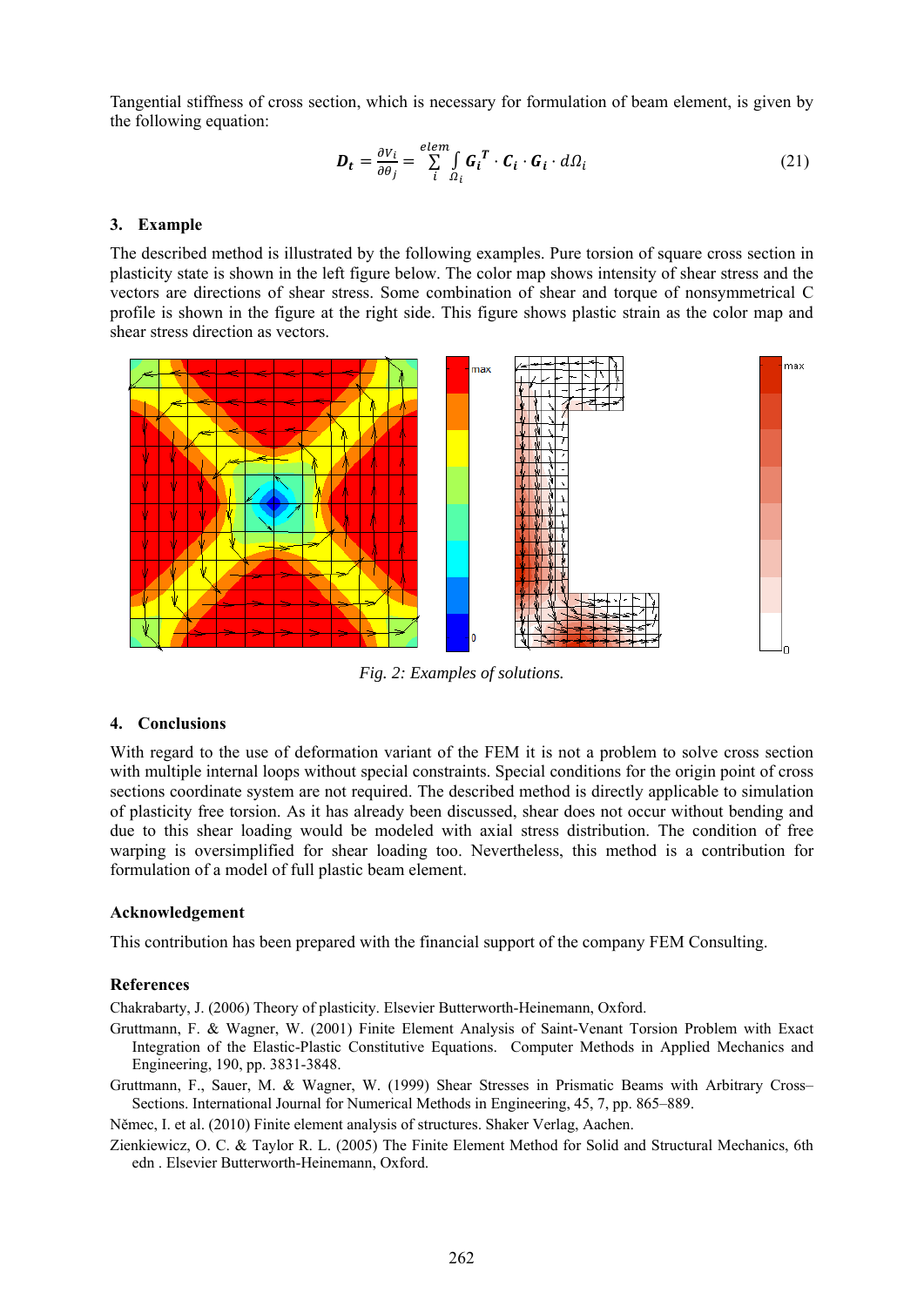Tangential stiffness of cross section, which is necessary for formulation of beam element, is given by the following equation:

$$\boldsymbol{D_t} = \frac{\partial V_i}{\partial \theta_j} = \sum_{i}^{elem} \int_{\Omega_i} \boldsymbol{G_i}^{\boldsymbol{T}} \cdot \boldsymbol{C_i} \cdot \boldsymbol{G_i} \cdot d\Omega_i \tag{21}$$

## 3. Example

The described method is illustrated by the following examples. Pure torsion of square cross section in plasticity state is shown in the left figure below. The color map shows intensity of shear stress and the vectors are directions of shear stress. Some combination of shear and torque of nonsymmetrical C profile is shown in the figure at the right side. This figure shows plastic strain as the color map and shear stress direction as vectors.

max

0

max

0

*Fig. 2: Examples of solutions.*

## 4. Conclusions

With regard to the use of deformation variant of the FEM it is not a problem to solve cross section with multiple internal loops without special constraints. Special conditions for the origin point of cross sections coordinate system are not required. The described method is directly applicable to simulation of plasticity free torsion. As it has already been discussed, shear does not occur without bending and due to this shear loading would be modeled with axial stress distribution. The condition of free warping is oversimplified for shear loading too. Nevertheless, this method is a contribution for formulation of a model of full plastic beam element.

### Acknowledgement

This contribution has been prepared with the financial support of the company FEM Consulting.

### References

Chakrabarty, J. (2006) Theory of plasticity. Elsevier Butterworth-Heinemann, Oxford.

Gruttmann, F. & Wagner, W. (2001) Finite Element Analysis of Saint-Venant Torsion Problem with Exact Integration of the Elastic-Plastic Constitutive Equations. Computer Methods in Applied Mechanics and Engineering, 190, pp. 3831-3848.

Gruttmann, F., Sauer, M. & Wagner, W. (1999) Shear Stresses in Prismatic Beams with Arbitrary Cross–Sections. International Journal for Numerical Methods in Engineering, 45, 7, pp. 865–889.

Němec, I. et al. (2010) Finite element analysis of structures. Shaker Verlag, Aachen.

Zienkiewicz, O. C. & Taylor R. L. (2005) The Finite Element Method for Solid and Structural Mechanics, 6th edn . Elsevier Butterworth-Heinemann, Oxford.